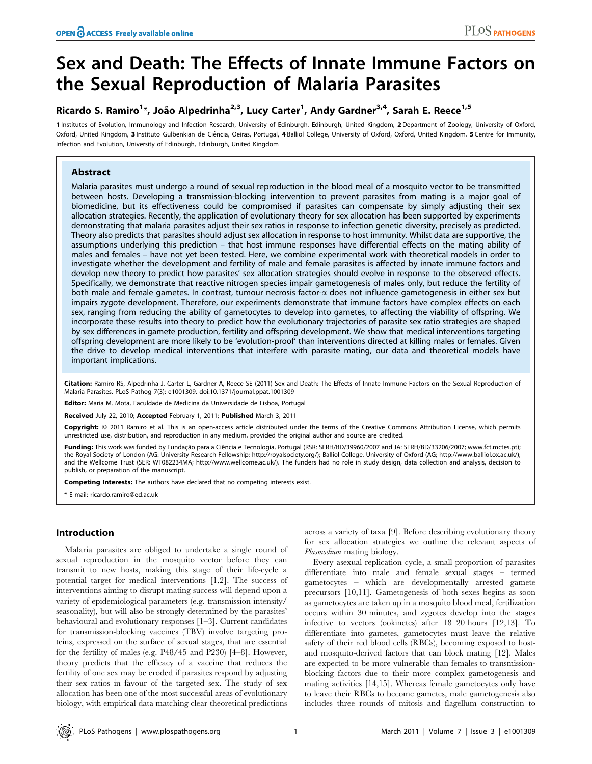# Sex and Death: The Effects of Innate Immune Factors on the Sexual Reproduction of Malaria Parasites

**Ricardo S. Ramiro[1]*, João Alpedrinha[2,3], Lucy Carter[1], Andy Gardner[3,4], Sarah E. Reece[1,5]**

1 Institutes of Evolution, Immunology and Infection Research, University of Edinburgh, Edinburgh, United Kingdom, 2 Department of Zoology, University of Oxford, Oxford, United Kingdom, 3 Instituto Gulbenkian de Ciência, Oeiras, Portugal, 4 Balliol College, University of Oxford, Oxford, United Kingdom, 5 Centre for Immunity, Infection and Evolution, University of Edinburgh, Edinburgh, United Kingdom

## Abstract

Malaria parasites must undergo a round of sexual reproduction in the blood meal of a mosquito vector to be transmitted between hosts. Developing a transmission-blocking intervention to prevent parasites from mating is a major goal of biomedicine, but its effectiveness could be compromised if parasites can compensate by simply adjusting their sex allocation strategies. Recently, the application of evolutionary theory for sex allocation has been supported by experiments demonstrating that malaria parasites adjust their sex ratios in response to infection genetic diversity, precisely as predicted. Theory also predicts that parasites should adjust sex allocation in response to host immunity. Whilst data are supportive, the assumptions underlying this prediction – that host immune responses have differential effects on the mating ability of males and females – have not yet been tested. Here, we combine experimental work with theoretical models in order to investigate whether the development and fertility of male and female parasites is affected by innate immune factors and develop new theory to predict how parasites' sex allocation strategies should evolve in response to the observed effects. Specifically, we demonstrate that reactive nitrogen species impair gametogenesis of males only, but reduce the fertility of both male and female gametes. In contrast, tumour necrosis factor-$\alpha$ does not influence gametogenesis in either sex but impairs zygote development. Therefore, our experiments demonstrate that immune factors have complex effects on each sex, ranging from reducing the ability of gametocytes to develop into gametes, to affecting the viability of offspring. We incorporate these results into theory to predict how the evolutionary trajectories of parasite sex ratio strategies are shaped by sex differences in gamete production, fertility and offspring development. We show that medical interventions targeting offspring development are more likely to be 'evolution-proof' than interventions directed at killing males or females. Given the drive to develop medical interventions that interfere with parasite mating, our data and theoretical models have important implications.

**Citation:** Ramiro RS, Alpedrinha J, Carter L, Gardner A, Reece SE (2011) Sex and Death: The Effects of Innate Immune Factors on the Sexual Reproduction of Malaria Parasites. PLoS Pathog 7(3): e1001309. doi:10.1371/journal.ppat.1001309

**Editor:** Maria M. Mota, Faculdade de Medicina da Universidade de Lisboa, Portugal

**Received** July 22, 2010; **Accepted** February 1, 2011; **Published** March 3, 2011

**Copyright:** © 2011 Ramiro et al. This is an open-access article distributed under the terms of the Creative Commons Attribution License, which permits unrestricted use, distribution, and reproduction in any medium, provided the original author and source are credited.

**Funding:** This work was funded by Fundação para a Ciência e Tecnologia, Portugal (RSR: SFRH/BD/39960/2007 and JA: SFRH/BD/33206/2007; www.fct.mctes.pt); the Royal Society of London (AG: University Research Fellowship; http://royalsociety.org/); Balliol College, University of Oxford (AG; http://www.balliol.ox.ac.uk/); and the Wellcome Trust (SER: WT082234MA; http://www.wellcome.ac.uk/). The funders had no role in study design, data collection and analysis, decision to publish, or preparation of the manuscript.

**Competing Interests:** The authors have declared that no competing interests exist.

* E-mail: ricardo.ramiro@ed.ac.uk

## Introduction

Malaria parasites are obliged to undertake a single round of sexual reproduction in the mosquito vector before they can transmit to new hosts, making this stage of their life-cycle a potential target for medical interventions [1,2]. The success of interventions aiming to disrupt mating success will depend upon a variety of epidemiological parameters (e.g. transmission intensity/seasonality), but will also be strongly determined by the parasites' behavioural and evolutionary responses [1–3]. Current candidates for transmission-blocking vaccines (TBV) involve targeting proteins, expressed on the surface of sexual stages, that are essential for the fertility of males (e.g. P48/45 and P230) [4–8]. However, theory predicts that the efficacy of a vaccine that reduces the fertility of one sex may be eroded if parasites respond by adjusting their sex ratios in favour of the targeted sex. The study of sex allocation has been one of the most successful areas of evolutionary biology, with empirical data matching clear theoretical predictions across a variety of taxa [9]. Before describing evolutionary theory for sex allocation strategies we outline the relevant aspects of *Plasmodium* mating biology.

Every asexual replication cycle, a small proportion of parasites differentiate into male and female sexual stages – termed gametocytes – which are developmentally arrested gamete precursors [10,11]. Gametogenesis of both sexes begins as soon as gametocytes are taken up in a mosquito blood meal, fertilization occurs within 30 minutes, and zygotes develop into the stages infective to vectors (ookinetes) after 18–20 hours [12,13]. To differentiate into gametes, gametocytes must leave the relative safety of their red blood cells (RBCs), becoming exposed to host- and mosquito-derived factors that can block mating [12]. Males are expected to be more vulnerable than females to transmission-blocking factors due to their more complex gametogenesis and mating activities [14,15]. Whereas female gametocytes only have to leave their RBCs to become gametes, male gametogenesis also includes three rounds of mitosis and flagellum construction to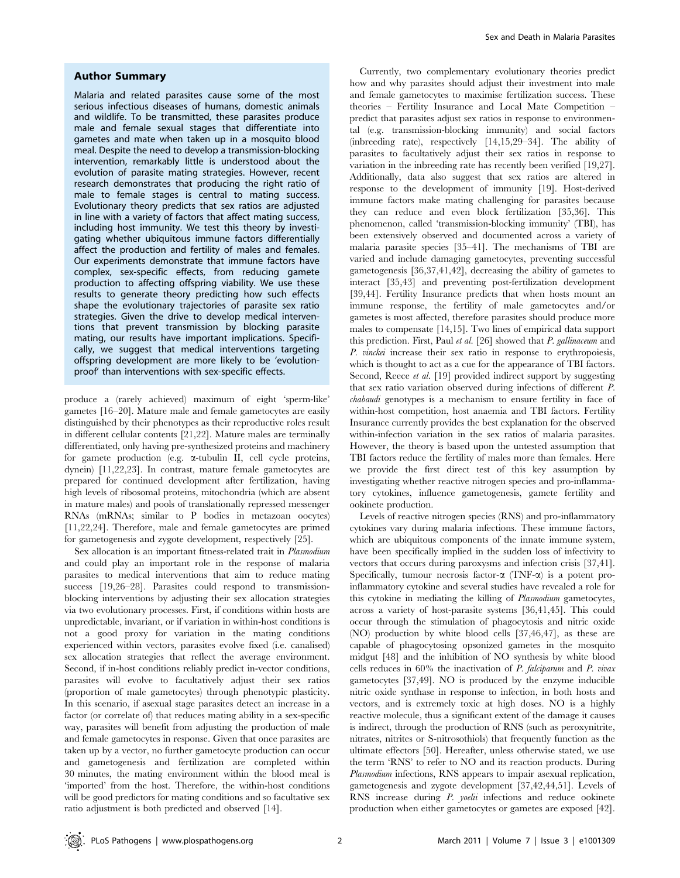## Author Summary

Malaria and related parasites cause some of the most serious infectious diseases of humans, domestic animals and wildlife. To be transmitted, these parasites produce male and female sexual stages that differentiate into gametes and mate when taken up in a mosquito blood meal. Despite the need to develop a transmission-blocking intervention, remarkably little is understood about the evolution of parasite mating strategies. However, recent research demonstrates that producing the right ratio of male to female stages is central to mating success. Evolutionary theory predicts that sex ratios are adjusted in line with a variety of factors that affect mating success, including host immunity. We test this theory by investigating whether ubiquitous immune factors differentially affect the production and fertility of males and females. Our experiments demonstrate that immune factors have complex, sex-specific effects, from reducing gamete production to affecting offspring viability. We use these results to generate theory predicting how such effects shape the evolutionary trajectories of parasite sex ratio strategies. Given the drive to develop medical interventions that prevent transmission by blocking parasite mating, our results have important implications. Specifically, we suggest that medical interventions targeting offspring development are more likely to be 'evolution-proof' than interventions with sex-specific effects.

produce a (rarely achieved) maximum of eight 'sperm-like' gametes [16–20]. Mature male and female gametocytes are easily distinguished by their phenotypes as their reproductive roles result in different cellular contents [21,22]. Mature males are terminally differentiated, only having pre-synthesized proteins and machinery for gamete production (e.g. α-tubulin II, cell cycle proteins, dynein) [11,22,23]. In contrast, mature female gametocytes are prepared for continued development after fertilization, having high levels of ribosomal proteins, mitochondria (which are absent in mature males) and pools of translationally repressed messenger RNAs (mRNAs; similar to P bodies in metazoan oocytes) [11,22,24]. Therefore, male and female gametocytes are primed for gametogenesis and zygote development, respectively [25].

Sex allocation is an important fitness-related trait in *Plasmodium* and could play an important role in the response of malaria parasites to medical interventions that aim to reduce mating success [19,26–28]. Parasites could respond to transmission-blocking interventions by adjusting their sex allocation strategies via two evolutionary processes. First, if conditions within hosts are unpredictable, invariant, or if variation in within-host conditions is not a good proxy for variation in the mating conditions experienced within vectors, parasites evolve fixed (i.e. canalised) sex allocation strategies that reflect the average environment. Second, if in-host conditions reliably predict in-vector conditions, parasites will evolve to facultatively adjust their sex ratios (proportion of male gametocytes) through phenotypic plasticity. In this scenario, if asexual stage parasites detect an increase in a factor (or correlate of) that reduces mating ability in a sex-specific way, parasites will benefit from adjusting the production of male and female gametocytes in response. Given that once parasites are taken up by a vector, no further gametocyte production can occur and gametogenesis and fertilization are completed within 30 minutes, the mating environment within the blood meal is 'imported' from the host. Therefore, the within-host conditions will be good predictors for mating conditions and so facultative sex ratio adjustment is both predicted and observed [14].

Currently, two complementary evolutionary theories predict how and why parasites should adjust their investment into male and female gametocytes to maximise fertilization success. These theories – Fertility Insurance and Local Mate Competition – predict that parasites adjust sex ratios in response to environmental (e.g. transmission-blocking immunity) and social factors (inbreeding rate), respectively [14,15,29–34]. The ability of parasites to facultatively adjust their sex ratios in response to variation in the inbreeding rate has recently been verified [19,27]. Additionally, data also suggest that sex ratios are altered in response to the development of immunity [19]. Host-derived immune factors make mating challenging for parasites because they can reduce and even block fertilization [35,36]. This phenomenon, called 'transmission-blocking immunity' (TBI), has been extensively observed and documented across a variety of malaria parasite species [35–41]. The mechanisms of TBI are varied and include damaging gametocytes, preventing successful gametogenesis [36,37,41,42], decreasing the ability of gametes to interact [35,43] and preventing post-fertilization development [39,44]. Fertility Insurance predicts that when hosts mount an immune response, the fertility of male gametocytes and/or gametes is most affected, therefore parasites should produce more males to compensate [14,15]. Two lines of empirical data support this prediction. First, Paul *et al.* [26] showed that *P. gallinaceum* and *P. vinckei* increase their sex ratio in response to erythropoiesis, which is thought to act as a cue for the appearance of TBI factors. Second, Reece *et al.* [19] provided indirect support by suggesting that sex ratio variation observed during infections of different *P. chabaudi* genotypes is a mechanism to ensure fertility in face of within-host competition, host anaemia and TBI factors. Fertility Insurance currently provides the best explanation for the observed within-infection variation in the sex ratios of malaria parasites. However, the theory is based upon the untested assumption that TBI factors reduce the fertility of males more than females. Here we provide the first direct test of this key assumption by investigating whether reactive nitrogen species and pro-inflammatory cytokines, influence gametogenesis, gamete fertility and ookinete production.

Levels of reactive nitrogen species (RNS) and pro-inflammatory cytokines vary during malaria infections. These immune factors, which are ubiquitous components of the innate immune system, have been specifically implied in the sudden loss of infectivity to vectors that occurs during paroxysms and infection crisis [37,41]. Specifically, tumour necrosis factor-α (TNF-α) is a potent pro-inflammatory cytokine and several studies have revealed a role for this cytokine in mediating the killing of *Plasmodium* gametocytes, across a variety of host-parasite systems [36,41,45]. This could occur through the stimulation of phagocytosis and nitric oxide (NO) production by white blood cells [37,46,47], as these are capable of phagocytosing opsonized gametes in the mosquito midgut [48] and the inhibition of NO synthesis by white blood cells reduces in 60% the inactivation of *P. falciparum* and *P. vivax* gametocytes [37,49]. NO is produced by the enzyme inducible nitric oxide synthase in response to infection, in both hosts and vectors, and is extremely toxic at high doses. NO is a highly reactive molecule, thus a significant extent of the damage it causes is indirect, through the production of RNS (such as peroxynitrite, nitrates, nitrites or S-nitrosothiols) that frequently function as the ultimate effectors [50]. Hereafter, unless otherwise stated, we use the term 'RNS' to refer to NO and its reaction products. During *Plasmodium* infections, RNS appears to impair asexual replication, gametogenesis and zygote development [37,42,44,51]. Levels of RNS increase during *P. yoelii* infections and reduce ookinete production when either gametocytes or gametes are exposed [42].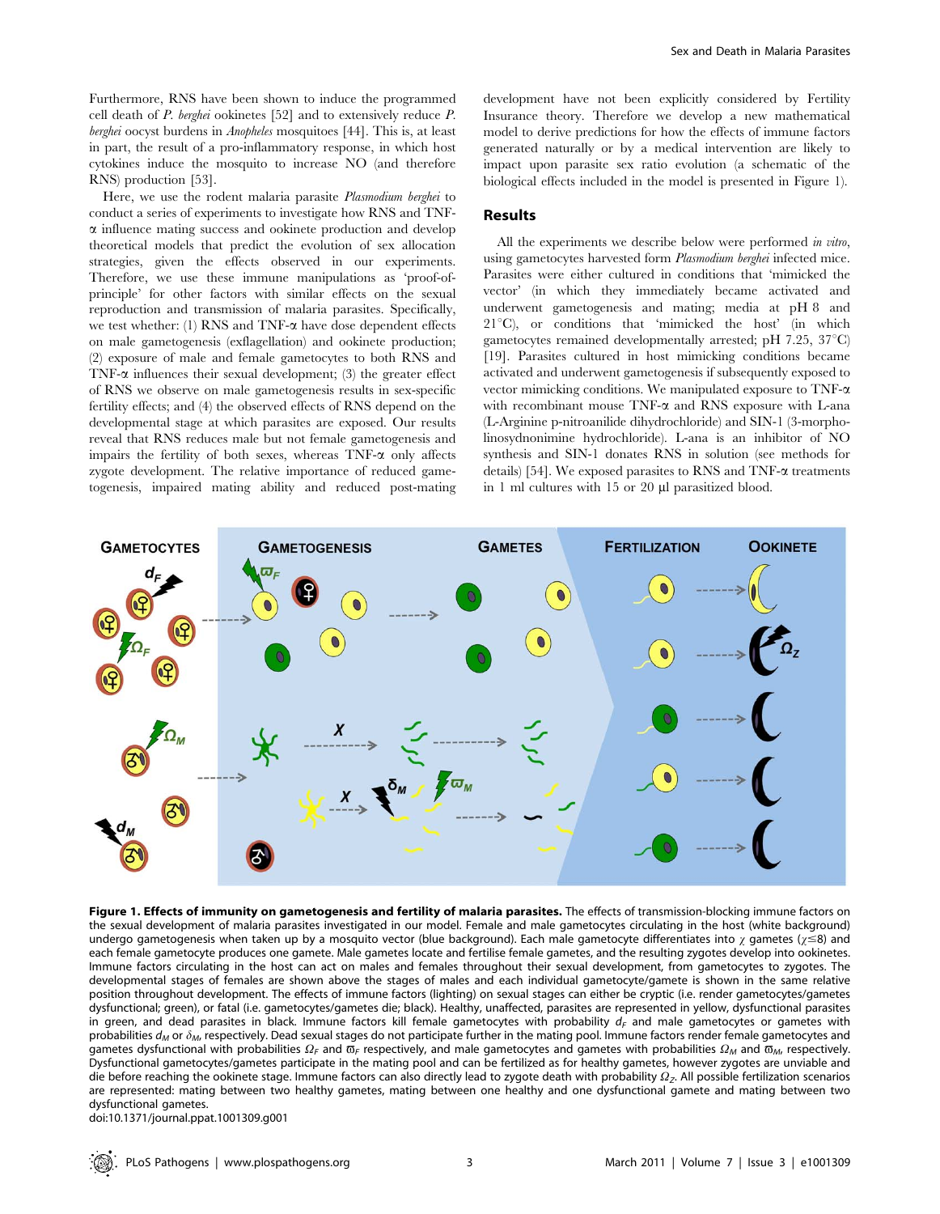Furthermore, RNS have been shown to induce the programmed cell death of *P. berghei* ookinetes [52] and to extensively reduce *P. berghei* oocyst burdens in *Anopheles* mosquitoes [44]. This is, at least in part, the result of a pro-inflammatory response, in which host cytokines induce the mosquito to increase NO (and therefore RNS) production [53].

Here, we use the rodent malaria parasite *Plasmodium berghei* to conduct a series of experiments to investigate how RNS and TNF-α influence mating success and ookinete production and develop theoretical models that predict the evolution of sex allocation strategies, given the effects observed in our experiments. Therefore, we use these immune manipulations as 'proof-of-principle' for other factors with similar effects on the sexual reproduction and transmission of malaria parasites. Specifically, we test whether: (1) RNS and TNF-α have dose dependent effects on male gametogenesis (exflagellation) and ookinete production; (2) exposure of male and female gametocytes to both RNS and TNF-α influences their sexual development; (3) the greater effect of RNS we observe on male gametogenesis results in sex-specific fertility effects; and (4) the observed effects of RNS depend on the developmental stage at which parasites are exposed. Our results reveal that RNS reduces male but not female gametogenesis and impairs the fertility of both sexes, whereas TNF-α only affects zygote development. The relative importance of reduced gametogenesis, impaired mating ability and reduced post-mating development have not been explicitly considered by Fertility Insurance theory. Therefore we develop a new mathematical model to derive predictions for how the effects of immune factors generated naturally or by a medical intervention are likely to impact upon parasite sex ratio evolution (a schematic of the biological effects included in the model is presented in Figure 1).

## Results

All the experiments we describe below were performed *in vitro*, using gametocytes harvested form *Plasmodium berghei* infected mice. Parasites were either cultured in conditions that 'mimicked the vector' (in which they immediately became activated and underwent gametogenesis and mating; media at pH 8 and 21°C), or conditions that 'mimicked the host' (in which gametocytes remained developmentally arrested; pH 7.25, 37°C) [19]. Parasites cultured in host mimicking conditions became activated and underwent gametogenesis if subsequently exposed to vector mimicking conditions. We manipulated exposure to TNF-α with recombinant mouse TNF-α and RNS exposure with L-ana (L-Arginine p-nitroanilide dihydrochloride) and SIN-1 (3-morpholinosydnonimine hydrochloride). L-ana is an inhibitor of NO synthesis and SIN-1 donates RNS in solution (see methods for details) [54]. We exposed parasites to RNS and TNF-α treatments in 1 ml cultures with 15 or 20 µl parasitized blood.

**Figure 1. Effects of immunity on gametogenesis and fertility of malaria parasites.** The effects of transmission-blocking immune factors on the sexual development of malaria parasites investigated in our model. Female and male gametocytes circulating in the host (white background) undergo gametogenesis when taken up by a mosquito vector (blue background). Each male gametocyte differentiates into $\chi$ gametes ($\chi \leq 8$) and each female gametocyte produces one gamete. Male gametes locate and fertilise female gametes, and the resulting zygotes develop into ookinetes. Immune factors circulating in the host can act on males and females throughout their sexual development, from gametocytes to zygotes. The developmental stages of females are shown above the stages of males and each individual gametocyte/gamete is shown in the same relative position throughout development. The effects of immune factors (lighting) on sexual stages can either be cryptic (i.e. render gametocytes/gametes dysfunctional; green), or fatal (i.e. gametocytes/gametes die; black). Healthy, unaffected, parasites are represented in yellow, dysfunctional parasites in green, and dead parasites in black. Immune factors kill female gametocytes with probability $d_F$ and male gametocytes or gametes with probabilities $d_M$ or $\delta_M$, respectively. Dead sexual stages do not participate further in the mating pool. Immune factors render female gametocytes and gametes dysfunctional with probabilities $\Omega_F$ and $\varpi_F$ respectively, and male gametocytes and gametes with probabilities $\Omega_M$ and $\varpi_M$, respectively. Dysfunctional gametocytes/gametes participate in the mating pool and can be fertilized as for healthy gametes, however zygotes are unviable and die before reaching the ookinete stage. Immune factors can also directly lead to zygote death with probability $\Omega_Z$. All possible fertilization scenarios are represented: mating between two healthy gametes, mating between one healthy and one dysfunctional gamete and mating between two dysfunctional gametes.
doi:10.1371/journal.ppat.1001309.g001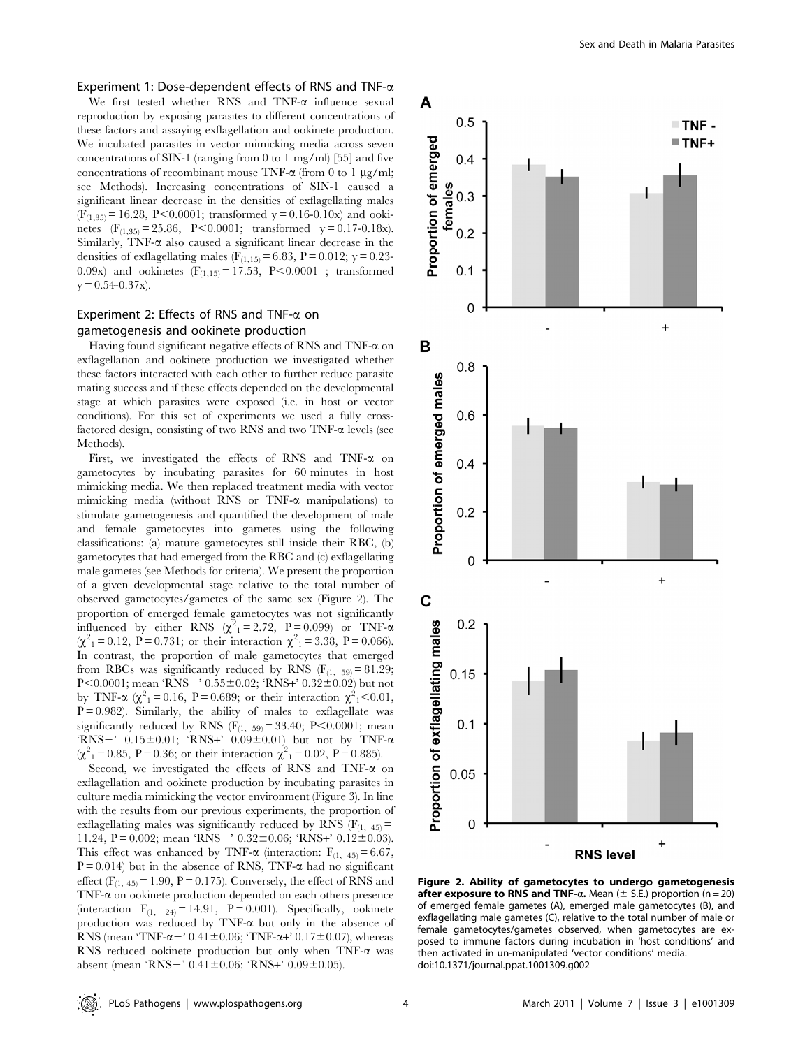### Experiment 1: Dose-dependent effects of RNS and TNF-α

We first tested whether RNS and TNF-α influence sexual reproduction by exposing parasites to different concentrations of these factors and assaying exflagellation and ookinete production. We incubated parasites in vector mimicking media across seven concentrations of SIN-1 (ranging from 0 to 1 mg/ml) [55] and five concentrations of recombinant mouse TNF-α (from 0 to 1 μg/ml; see Methods). Increasing concentrations of SIN-1 caused a significant linear decrease in the densities of exflagellating males ($F_{(1,35)} = 16.28$, $P<0.0001$; transformed $y = 0.16\text{-}0.10x$) and ookinetes ($F_{(1,35)} = 25.86$, $P<0.0001$; transformed $y = 0.17\text{-}0.18x$). Similarly, TNF-α also caused a significant linear decrease in the densities of exflagellating males ($F_{(1,15)} = 6.83$, $P = 0.012$; $y = 0.23\text{-}0.09x$) and ookinetes ($F_{(1,15)} = 17.53$, $P<0.0001$ ; transformed $y = 0.54\text{-}0.37x$).

### Experiment 2: Effects of RNS and TNF-α on gametogenesis and ookinete production

Having found significant negative effects of RNS and TNF-α on exflagellation and ookinete production we investigated whether these factors interacted with each other to further reduce parasite mating success and if these effects depended on the developmental stage at which parasites were exposed (i.e. in host or vector conditions). For this set of experiments we used a fully cross-factored design, consisting of two RNS and two TNF-α levels (see Methods).

First, we investigated the effects of RNS and TNF-α on gametocytes by incubating parasites for 60 minutes in host mimicking media. We then replaced treatment media with vector mimicking media (without RNS or TNF-α manipulations) to stimulate gametogenesis and quantified the development of male and female gametocytes into gametes using the following classifications: (a) mature gametocytes still inside their RBC, (b) gametocytes that had emerged from the RBC and (c) exflagellating male gametes (see Methods for criteria). We present the proportion of a given developmental stage relative to the total number of observed gametocytes/gametes of the same sex (Figure 2). The proportion of emerged female gametocytes was not significantly influenced by either RNS ($\chi^2_1 = 2.72$, $P = 0.099$) or TNF-α ($\chi^2_1 = 0.12$, $P = 0.731$; or their interaction $\chi^2_1 = 3.38$, $P = 0.066$). In contrast, the proportion of male gametocytes that emerged from RBCs was significantly reduced by RNS ($F_{(1,\ 59)} = 81.29$; $P<0.0001$; mean 'RNS−' 0.55±0.02; 'RNS+' 0.32±0.02) but not by TNF-α ($\chi^2_1 = 0.16$, $P = 0.689$; or their interaction $\chi^2_1<0.01$, $P = 0.982$). Similarly, the ability of males to exflagellate was significantly reduced by RNS ($F_{(1,\ 59)} = 33.40$; $P<0.0001$; mean 'RNS−' 0.15±0.01; 'RNS+' 0.09±0.01) but not by TNF-α ($\chi^2_1 = 0.85$, $P = 0.36$; or their interaction $\chi^2_1 = 0.02$, $P = 0.885$).

Second, we investigated the effects of RNS and TNF-α on exflagellation and ookinete production by incubating parasites in culture media mimicking the vector environment (Figure 3). In line with the results from our previous experiments, the proportion of exflagellating males was significantly reduced by RNS ($F_{(1,\ 45)} = 11.24$, $P = 0.002$; mean 'RNS−' 0.32±0.06; 'RNS+' 0.12±0.03). This effect was enhanced by TNF-α (interaction: $F_{(1,\ 45)} = 6.67$, $P = 0.014$) but in the absence of RNS, TNF-α had no significant effect ($F_{(1,\ 45)} = 1.90$, $P = 0.175$). Conversely, the effect of RNS and TNF-α on ookinete production depended on each others presence (interaction $F_{(1,\ 24)} = 14.91$, $P = 0.001$). Specifically, ookinete production was reduced by TNF-α but only in the absence of RNS (mean 'TNF-α−' 0.41±0.06; 'TNF-α+' 0.17±0.07), whereas RNS reduced ookinete production but only when TNF-α was absent (mean 'RNS−' 0.41±0.06; 'RNS+' 0.09±0.05).

A

Proportion of emerged females

TNF -
TNF+

0.5
0.4
0.3
0.2
0.1
0

\-
\+

B

Proportion of emerged males

0.8
0.6
0.4
0.2
0

\-
\+

C

Proportion of exflagellating males

0.2
0.15
0.1
0.05
0

\-
\+

RNS level

**Figure 2. Ability of gametocytes to undergo gametogenesis after exposure to RNS and TNF-α.** Mean (± S.E.) proportion (n = 20) of emerged female gametes (A), emerged male gametocytes (B), and exflagellating male gametes (C), relative to the total number of male or female gametocytes/gametes observed, when gametocytes are exposed to immune factors during incubation in 'host conditions' and then activated in un-manipulated 'vector conditions' media.
doi:10.1371/journal.ppat.1001309.g002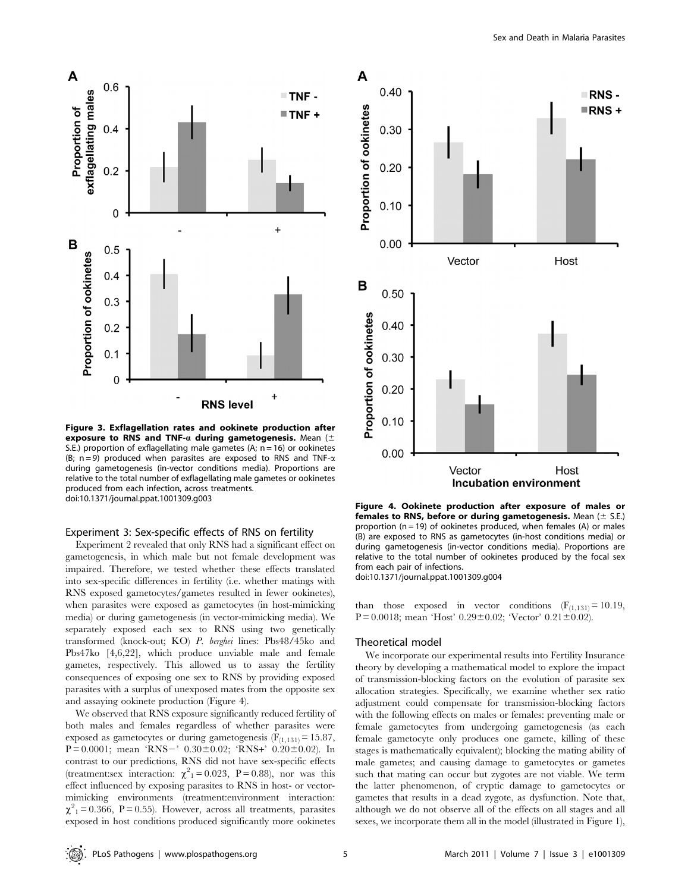A

Proportion of exflagellating males

0.6

0.4

0.2

0

TNF -

TNF +

-

+

B

Proportion of ookinetes

0.5

0.4

0.3

0.2

0.1

0

-

+

RNS level

**Figure 3. Exflagellation rates and ookinete production after exposure to RNS and TNF-α during gametogenesis.** Mean (± S.E.) proportion of exflagellating male gametes (A; n = 16) or ookinetes (B; n = 9) produced when parasites are exposed to RNS and TNF-α during gametogenesis (in-vector conditions media). Proportions are relative to the total number of exflagellating male gametes or ookinetes produced from each infection, across treatments.
doi:10.1371/journal.ppat.1001309.g003

A

Proportion of ookinetes

0.40

0.30

0.20

0.10

0.00

RNS -

RNS +

Vector

Host

B

Proportion of ookinetes

0.50

0.40

0.30

0.20

0.10

0.00

Vector

Host

Incubation environment

**Figure 4. Ookinete production after exposure of males or females to RNS, before or during gametogenesis.** Mean (± S.E.) proportion (n = 19) of ookinetes produced, when females (A) or males (B) are exposed to RNS as gametocytes (in-host conditions media) or during gametogenesis (in-vector conditions media). Proportions are relative to the total number of ookinetes produced by the focal sex from each pair of infections.
doi:10.1371/journal.ppat.1001309.g004

### Experiment 3: Sex-specific effects of RNS on fertility

Experiment 2 revealed that only RNS had a significant effect on gametogenesis, in which male but not female development was impaired. Therefore, we tested whether these effects translated into sex-specific differences in fertility (i.e. whether matings with RNS exposed gametocytes/gametes resulted in fewer ookinetes), when parasites were exposed as gametocytes (in host-mimicking media) or during gametogenesis (in vector-mimicking media). We separately exposed each sex to RNS using two genetically transformed (knock-out; KO) *P. berghei* lines: Pbs48/45ko and Pbs47ko [4,6,22], which produce unviable male and female gametes, respectively. This allowed us to assay the fertility consequences of exposing one sex to RNS by providing exposed parasites with a surplus of unexposed mates from the opposite sex and assaying ookinete production (Figure 4).

We observed that RNS exposure significantly reduced fertility of both males and females regardless of whether parasites were exposed as gametocytes or during gametogenesis ($F_{(1,131)} = 15.87$, $P = 0.0001$; mean 'RNS−' 0.30±0.02; 'RNS+' 0.20±0.02). In contrast to our predictions, RNS did not have sex-specific effects (treatment:sex interaction: $\chi^2_1 = 0.023$, $P = 0.88$), nor was this effect influenced by exposing parasites to RNS in host- or vector-mimicking environments (treatment:environment interaction: $\chi^2_1 = 0.366$, $P = 0.55$). However, across all treatments, parasites exposed in host conditions produced significantly more ookinetes than those exposed in vector conditions ($F_{(1,131)} = 10.19$, $P = 0.0018$; mean 'Host' 0.29±0.02; 'Vector' 0.21±0.02).

### Theoretical model

We incorporate our experimental results into Fertility Insurance theory by developing a mathematical model to explore the impact of transmission-blocking factors on the evolution of parasite sex allocation strategies. Specifically, we examine whether sex ratio adjustment could compensate for transmission-blocking factors with the following effects on males or females: preventing male or female gametocytes from undergoing gametogenesis (as each female gametocyte only produces one gamete, killing of these stages is mathematically equivalent); blocking the mating ability of male gametes; and causing damage to gametocytes or gametes such that mating can occur but zygotes are not viable. We term the latter phenomenon, of cryptic damage to gametocytes or gametes that results in a dead zygote, as dysfunction. Note that, although we do not observe all of the effects on all stages and all sexes, we incorporate them all in the model (illustrated in Figure 1),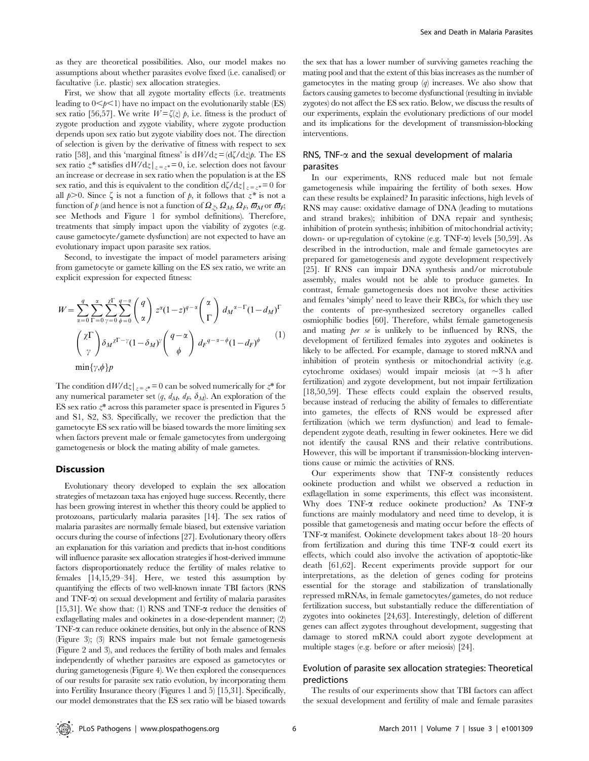as they are theoretical possibilities. Also, our model makes no assumptions about whether parasites evolve fixed (i.e. canalised) or facultative (i.e. plastic) sex allocation strategies.

First, we show that all zygote mortality effects (i.e. treatments leading to $0<p<1$) have no impact on the evolutionarily stable (ES) sex ratio [56,57]. We write $W=\zeta(z)\,p$, i.e. fitness is the product of zygote production and zygote viability, where zygote production depends upon sex ratio but zygote viability does not. The direction of selection is given by the derivative of fitness with respect to sex ratio [58], and this 'marginal fitness' is $dW/dz=(d\zeta/dz)p$. The ES sex ratio $z^*$ satisfies $dW/dz|_{z=z^*}=0$, i.e. selection does not favour an increase or decrease in sex ratio when the population is at the ES sex ratio, and this is equivalent to the condition $d\zeta/dz|_{z=z^*}=0$ for all $p>0$. Since $\zeta$ is not a function of $p$, it follows that $z^*$ is not a function of $p$ (and hence is not a function of $\Omega_Z$, $\Omega_M$, $\Omega_F$, $\varpi_M$ or $\varpi_F$; see Methods and Figure 1 for symbol definitions). Therefore, treatments that simply impact upon the viability of zygotes (e.g. cause gametocyte/gamete dysfunction) are not expected to have an evolutionary impact upon parasite sex ratios.

Second, to investigate the impact of model parameters arising from gametocyte or gamete killing on the ES sex ratio, we write an explicit expression for expected fitness:

$$W=\sum_{\alpha=0}^{q}\sum_{\Gamma=0}^{\alpha}\sum_{\gamma=0}^{\chi\Gamma}\sum_{\phi=0}^{q-\alpha}\binom{q}{\alpha}z^{\alpha}(1-z)^{q-\alpha}\binom{\alpha}{\Gamma}d_M{}^{\alpha-\Gamma}(1-d_M)^{\Gamma}\binom{\chi\Gamma}{\gamma}\delta_M{}^{\chi\Gamma-\gamma}(1-\delta_M)^{\gamma}\binom{q-\alpha}{\phi}d_F{}^{q-\alpha-\phi}(1-d_F)^{\phi}\min\{\gamma,\phi\}p \tag{1}$$

The condition $dW/dz|_{z=z^*}=0$ can be solved numerically for $z^*$ for any numerical parameter set ($q$, $d_M$, $d_F$, $\delta_M$). An exploration of the ES sex ratio $z^*$ across this parameter space is presented in Figures 5 and S1, S2, S3. Specifically, we recover the prediction that the gametocyte ES sex ratio will be biased towards the more limiting sex when factors prevent male or female gametocytes from undergoing gametogenesis or block the mating ability of male gametes.

## Discussion

Evolutionary theory developed to explain the sex allocation strategies of metazoan taxa has enjoyed huge success. Recently, there has been growing interest in whether this theory could be applied to protozoans, particularly malaria parasites [14]. The sex ratios of malaria parasites are normally female biased, but extensive variation occurs during the course of infections [27]. Evolutionary theory offers an explanation for this variation and predicts that in-host conditions will influence parasite sex allocation strategies if host-derived immune factors disproportionately reduce the fertility of males relative to females [14,15,29–34]. Here, we tested this assumption by quantifying the effects of two well-known innate TBI factors (RNS and TNF-α) on sexual development and fertility of malaria parasites [15,31]. We show that: (1) RNS and TNF-α reduce the densities of exflagellating males and ookinetes in a dose-dependent manner; (2) TNF-α can reduce ookinete densities, but only in the absence of RNS (Figure 3); (3) RNS impairs male but not female gametogenesis (Figure 2 and 3), and reduces the fertility of both males and females independently of whether parasites are exposed as gametocytes or during gametogenesis (Figure 4). We then explored the consequences of our results for parasite sex ratio evolution, by incorporating them into Fertility Insurance theory (Figures 1 and 5) [15,31]. Specifically, our model demonstrates that the ES sex ratio will be biased towards the sex that has a lower number of surviving gametes reaching the mating pool and that the extent of this bias increases as the number of gametocytes in the mating group ($q$) increases. We also show that factors causing gametes to become dysfunctional (resulting in inviable zygotes) do not affect the ES sex ratio. Below, we discuss the results of our experiments, explain the evolutionary predictions of our model and its implications for the development of transmission-blocking interventions.

### RNS, TNF-α and the sexual development of malaria parasites

In our experiments, RNS reduced male but not female gametogenesis while impairing the fertility of both sexes. How can these results be explained? In parasitic infections, high levels of RNS may cause: oxidative damage of DNA (leading to mutations and strand brakes); inhibition of DNA repair and synthesis; inhibition of protein synthesis; inhibition of mitochondrial activity; down- or up-regulation of cytokine (e.g. TNF-α) levels [50,59]. As described in the introduction, male and female gametocytes are prepared for gametogenesis and zygote development respectively [25]. If RNS can impair DNA synthesis and/or microtubule assembly, males would not be able to produce gametes. In contrast, female gametogenesis does not involve these activities and females 'simply' need to leave their RBCs, for which they use the contents of pre-synthesized secretory organelles called osmiophilic bodies [60]. Therefore, whilst female gametogenesis and mating *per se* is unlikely to be influenced by RNS, the development of fertilized females into zygotes and ookinetes is likely to be affected. For example, damage to stored mRNA and inhibition of protein synthesis or mitochondrial activity (e.g. cytochrome oxidases) would impair meiosis (at ~3 h after fertilization) and zygote development, but not impair fertilization [18,50,59]. These effects could explain the observed results, because instead of reducing the ability of females to differentiate into gametes, the effects of RNS would be expressed after fertilization (which we term dysfunction) and lead to female-dependent zygote death, resulting in fewer ookinetes. Here we did not identify the causal RNS and their relative contributions. However, this will be important if transmission-blocking interventions cause or mimic the activities of RNS.

Our experiments show that TNF-α consistently reduces ookinete production and whilst we observed a reduction in exflagellation in some experiments, this effect was inconsistent. Why does TNF-α reduce ookinete production? As TNF-α functions are mainly modulatory and need time to develop, it is possible that gametogenesis and mating occur before the effects of TNF-α manifest. Ookinete development takes about 18–20 hours from fertilization and during this time TNF-α could exert its effects, which could also involve the activation of apoptotic-like death [61,62]. Recent experiments provide support for our interpretations, as the deletion of genes coding for proteins essential for the storage and stabilization of translationally repressed mRNAs, in female gametocytes/gametes, do not reduce fertilization success, but substantially reduce the differentiation of zygotes into ookinetes [24,63]. Interestingly, deletion of different genes can affect zygotes throughout development, suggesting that damage to stored mRNA could abort zygote development at multiple stages (e.g. before or after meiosis) [24].

### Evolution of parasite sex allocation strategies: Theoretical predictions

The results of our experiments show that TBI factors can affect the sexual development and fertility of male and female parasites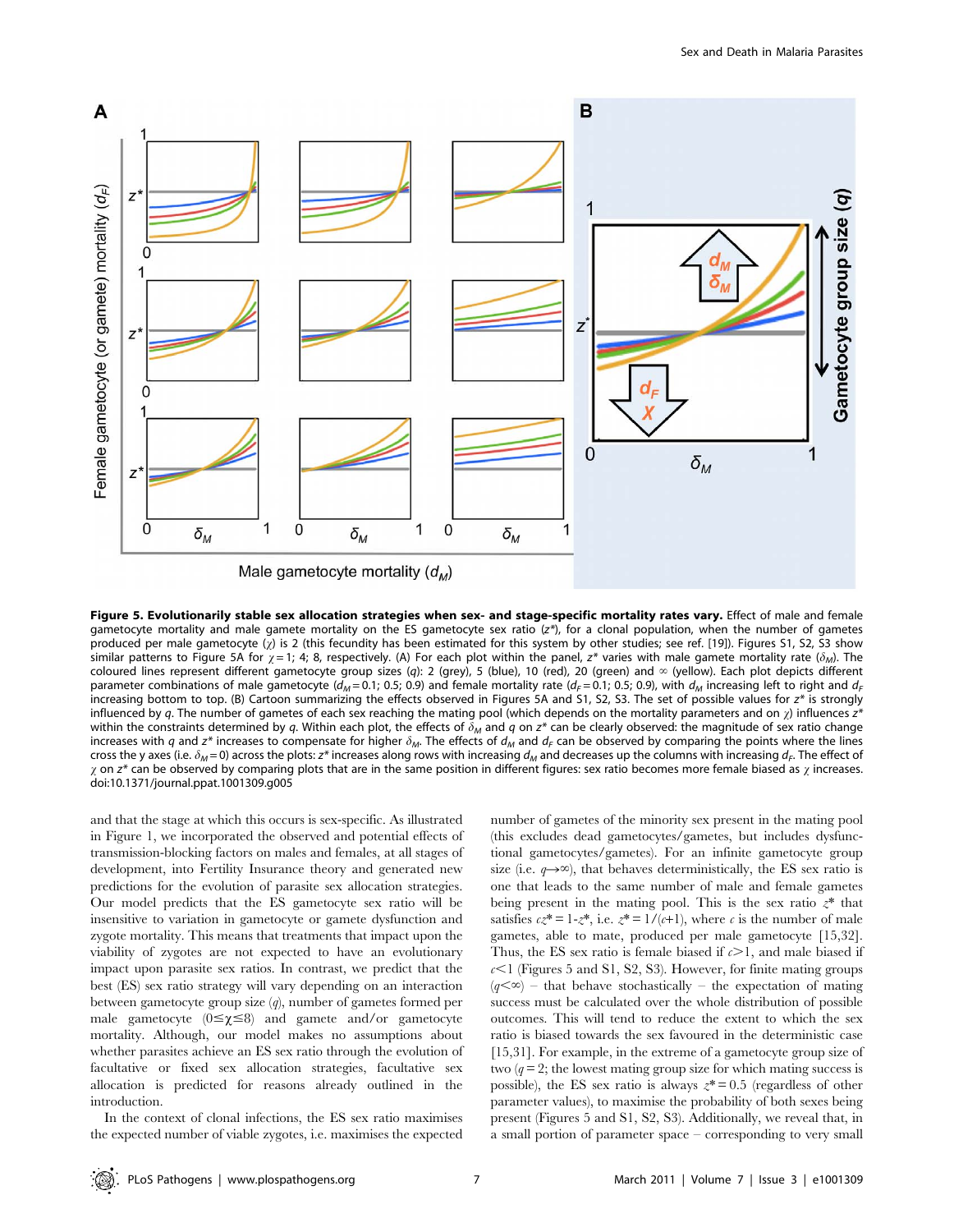A

Female gametocyte (or gamete) mortality ($d_F$)

1

$z^*$

0

1

$z^*$

0

1

$z^*$

0 $\delta_M$ 1 0 $\delta_M$ 1 0 $\delta_M$ 1

Male gametocyte mortality ($d_M$)

B

1

$z^*$

0 $\delta_M$ 1

$d_M$ $\delta_M$

$d_F$ $\chi$

Gametocyte group size ($q$)

**Figure 5. Evolutionarily stable sex allocation strategies when sex- and stage-specific mortality rates vary.** Effect of male and female gametocyte mortality and male gamete mortality on the ES gametocyte sex ratio ($z^*$), for a clonal population, when the number of gametes produced per male gametocyte ($\chi$) is 2 (this fecundity has been estimated for this system by other studies; see ref. [19]). Figures S1, S2, S3 show similar patterns to Figure 5A for $\chi = 1$; 4; 8, respectively. (A) For each plot within the panel, $z^*$ varies with male gamete mortality rate ($\delta_M$). The coloured lines represent different gametocyte group sizes ($q$): 2 (grey), 5 (blue), 10 (red), 20 (green) and $\infty$ (yellow). Each plot depicts different parameter combinations of male gametocyte ($d_M = 0.1$; 0.5; 0.9) and female mortality rate ($d_F = 0.1$; 0.5; 0.9), with $d_M$ increasing left to right and $d_F$ increasing bottom to top. (B) Cartoon summarizing the effects observed in Figures 5A and S1, S2, S3. The set of possible values for $z^*$ is strongly influenced by $q$. The number of gametes of each sex reaching the mating pool (which depends on the mortality parameters and on $\chi$) influences $z^*$ within the constraints determined by $q$. Within each plot, the effects of $\delta_M$ and $q$ on $z^*$ can be clearly observed: the magnitude of sex ratio change increases with $q$ and $z^*$ increases to compensate for higher $\delta_M$. The effects of $d_M$ and $d_F$ can be observed by comparing the points where the lines cross the y axes (i.e. $\delta_M = 0$) across the plots: $z^*$ increases along rows with increasing $d_M$ and decreases up the columns with increasing $d_F$. The effect of $\chi$ on $z^*$ can be observed by comparing plots that are in the same position in different figures: sex ratio becomes more female biased as $\chi$ increases.
doi:10.1371/journal.ppat.1001309.g005

and that the stage at which this occurs is sex-specific. As illustrated in Figure 1, we incorporated the observed and potential effects of transmission-blocking factors on males and females, at all stages of development, into Fertility Insurance theory and generated new predictions for the evolution of parasite sex allocation strategies. Our model predicts that the ES gametocyte sex ratio will be insensitive to variation in gametocyte or gamete dysfunction and zygote mortality. This means that treatments that impact upon the viability of zygotes are not expected to have an evolutionary impact upon parasite sex ratios. In contrast, we predict that the best (ES) sex ratio strategy will vary depending on an interaction between gametocyte group size ($q$), number of gametes formed per male gametocyte ($0 \leq \chi \leq 8$) and gamete and/or gametocyte mortality. Although, our model makes no assumptions about whether parasites achieve an ES sex ratio through the evolution of facultative or fixed sex allocation strategies, facultative sex allocation is predicted for reasons already outlined in the introduction.

In the context of clonal infections, the ES sex ratio maximises the expected number of viable zygotes, i.e. maximises the expected number of gametes of the minority sex present in the mating pool (this excludes dead gametocytes/gametes, but includes dysfunctional gametocytes/gametes). For an infinite gametocyte group size (i.e. $q \rightarrow \infty$), that behaves deterministically, the ES sex ratio is one that leads to the same number of male and female gametes being present in the mating pool. This is the sex ratio $z^*$ that satisfies $cz^* = 1 - z^*$, i.e. $z^* = 1/(c+1)$, where $c$ is the number of male gametes, able to mate, produced per male gametocyte [15,32]. Thus, the ES sex ratio is female biased if $c > 1$, and male biased if $c < 1$ (Figures 5 and S1, S2, S3). However, for finite mating groups ($q < \infty$) – that behave stochastically – the expectation of mating success must be calculated over the whole distribution of possible outcomes. This will tend to reduce the extent to which the sex ratio is biased towards the sex favoured in the deterministic case [15,31]. For example, in the extreme of a gametocyte group size of two ($q = 2$; the lowest mating group size for which mating success is possible), the ES sex ratio is always $z^* = 0.5$ (regardless of other parameter values), to maximise the probability of both sexes being present (Figures 5 and S1, S2, S3). Additionally, we reveal that, in a small portion of parameter space – corresponding to very small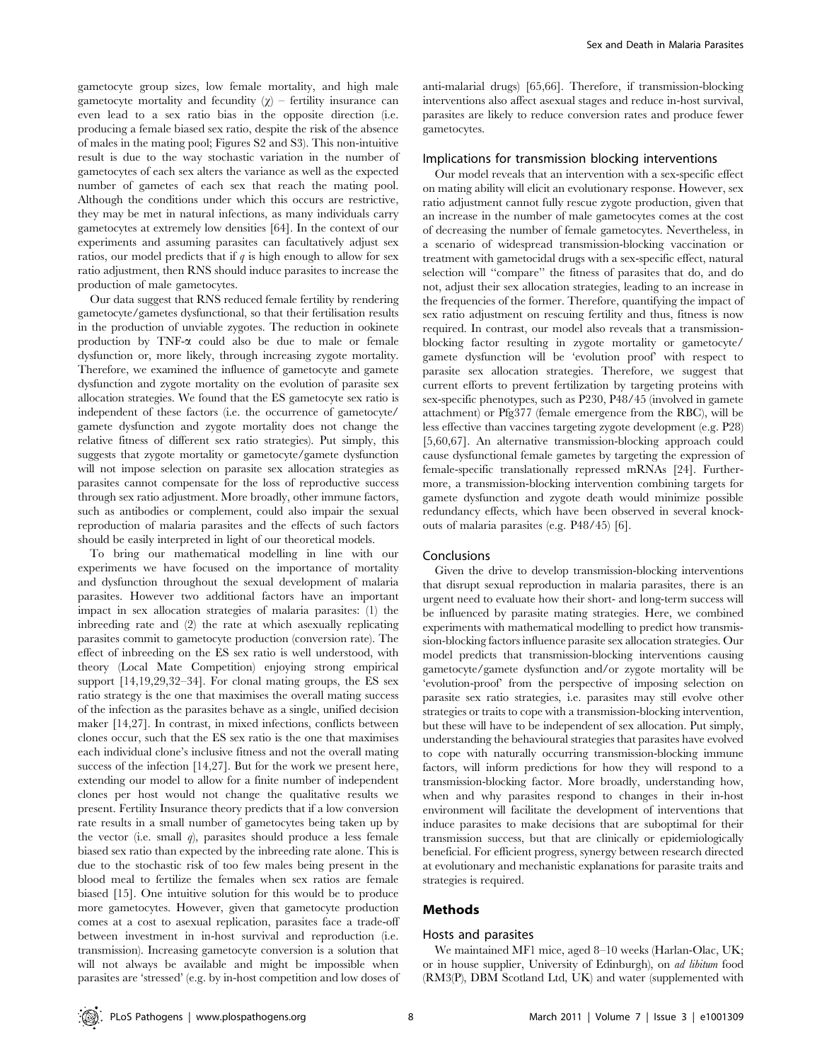gametocyte group sizes, low female mortality, and high male gametocyte mortality and fecundity ($\chi$) – fertility insurance can even lead to a sex ratio bias in the opposite direction (i.e. producing a female biased sex ratio, despite the risk of the absence of males in the mating pool; Figures S2 and S3). This non-intuitive result is due to the way stochastic variation in the number of gametocytes of each sex alters the variance as well as the expected number of gametes of each sex that reach the mating pool. Although the conditions under which this occurs are restrictive, they may be met in natural infections, as many individuals carry gametocytes at extremely low densities [64]. In the context of our experiments and assuming parasites can facultatively adjust sex ratios, our model predicts that if $q$ is high enough to allow for sex ratio adjustment, then RNS should induce parasites to increase the production of male gametocytes.

Our data suggest that RNS reduced female fertility by rendering gametocyte/gametes dysfunctional, so that their fertilisation results in the production of unviable zygotes. The reduction in ookinete production by TNF-$\alpha$ could also be due to male or female dysfunction or, more likely, through increasing zygote mortality. Therefore, we examined the influence of gametocyte and gamete dysfunction and zygote mortality on the evolution of parasite sex allocation strategies. We found that the ES gametocyte sex ratio is independent of these factors (i.e. the occurrence of gametocyte/gamete dysfunction and zygote mortality does not change the relative fitness of different sex ratio strategies). Put simply, this suggests that zygote mortality or gametocyte/gamete dysfunction will not impose selection on parasite sex allocation strategies as parasites cannot compensate for the loss of reproductive success through sex ratio adjustment. More broadly, other immune factors, such as antibodies or complement, could also impair the sexual reproduction of malaria parasites and the effects of such factors should be easily interpreted in light of our theoretical models.

To bring our mathematical modelling in line with our experiments we have focused on the importance of mortality and dysfunction throughout the sexual development of malaria parasites. However two additional factors have an important impact in sex allocation strategies of malaria parasites: (1) the inbreeding rate and (2) the rate at which asexually replicating parasites commit to gametocyte production (conversion rate). The effect of inbreeding on the ES sex ratio is well understood, with theory (Local Mate Competition) enjoying strong empirical support [14,19,29,32–34]. For clonal mating groups, the ES sex ratio strategy is the one that maximises the overall mating success of the infection as the parasites behave as a single, unified decision maker [14,27]. In contrast, in mixed infections, conflicts between clones occur, such that the ES sex ratio is the one that maximises each individual clone's inclusive fitness and not the overall mating success of the infection [14,27]. But for the work we present here, extending our model to allow for a finite number of independent clones per host would not change the qualitative results we present. Fertility Insurance theory predicts that if a low conversion rate results in a small number of gametocytes being taken up by the vector (i.e. small $q$), parasites should produce a less female biased sex ratio than expected by the inbreeding rate alone. This is due to the stochastic risk of too few males being present in the blood meal to fertilize the females when sex ratios are female biased [15]. One intuitive solution for this would be to produce more gametocytes. However, given that gametocyte production comes at a cost to asexual replication, parasites face a trade-off between investment in in-host survival and reproduction (i.e. transmission). Increasing gametocyte conversion is a solution that will not always be available and might be impossible when parasites are 'stressed' (e.g. by in-host competition and low doses of anti-malarial drugs) [65,66]. Therefore, if transmission-blocking interventions also affect asexual stages and reduce in-host survival, parasites are likely to reduce conversion rates and produce fewer gametocytes.

### Implications for transmission blocking interventions

Our model reveals that an intervention with a sex-specific effect on mating ability will elicit an evolutionary response. However, sex ratio adjustment cannot fully rescue zygote production, given that an increase in the number of male gametocytes comes at the cost of decreasing the number of female gametocytes. Nevertheless, in a scenario of widespread transmission-blocking vaccination or treatment with gametocidal drugs with a sex-specific effect, natural selection will "compare" the fitness of parasites that do, and do not, adjust their sex allocation strategies, leading to an increase in the frequencies of the former. Therefore, quantifying the impact of sex ratio adjustment on rescuing fertility and thus, fitness is now required. In contrast, our model also reveals that a transmission-blocking factor resulting in zygote mortality or gametocyte/gamete dysfunction will be 'evolution proof' with respect to parasite sex allocation strategies. Therefore, we suggest that current efforts to prevent fertilization by targeting proteins with sex-specific phenotypes, such as P230, P48/45 (involved in gamete attachment) or Pfg377 (female emergence from the RBC), will be less effective than vaccines targeting zygote development (e.g. P28) [5,60,67]. An alternative transmission-blocking approach could cause dysfunctional female gametes by targeting the expression of female-specific translationally repressed mRNAs [24]. Furthermore, a transmission-blocking intervention combining targets for gamete dysfunction and zygote death would minimize possible redundancy effects, which have been observed in several knockouts of malaria parasites (e.g. P48/45) [6].

### Conclusions

Given the drive to develop transmission-blocking interventions that disrupt sexual reproduction in malaria parasites, there is an urgent need to evaluate how their short- and long-term success will be influenced by parasite mating strategies. Here, we combined experiments with mathematical modelling to predict how transmission-blocking factors influence parasite sex allocation strategies. Our model predicts that transmission-blocking interventions causing gametocyte/gamete dysfunction and/or zygote mortality will be 'evolution-proof' from the perspective of imposing selection on parasite sex ratio strategies, i.e. parasites may still evolve other strategies or traits to cope with a transmission-blocking intervention, but these will have to be independent of sex allocation. Put simply, understanding the behavioural strategies that parasites have evolved to cope with naturally occurring transmission-blocking immune factors, will inform predictions for how they will respond to a transmission-blocking factor. More broadly, understanding how, when and why parasites respond to changes in their in-host environment will facilitate the development of interventions that induce parasites to make decisions that are suboptimal for their transmission success, but that are clinically or epidemiologically beneficial. For efficient progress, synergy between research directed at evolutionary and mechanistic explanations for parasite traits and strategies is required.

## Methods

### Hosts and parasites

We maintained MF1 mice, aged 8–10 weeks (Harlan-Olac, UK; or in house supplier, University of Edinburgh), on *ad libitum* food (RM3(P), DBM Scotland Ltd, UK) and water (supplemented with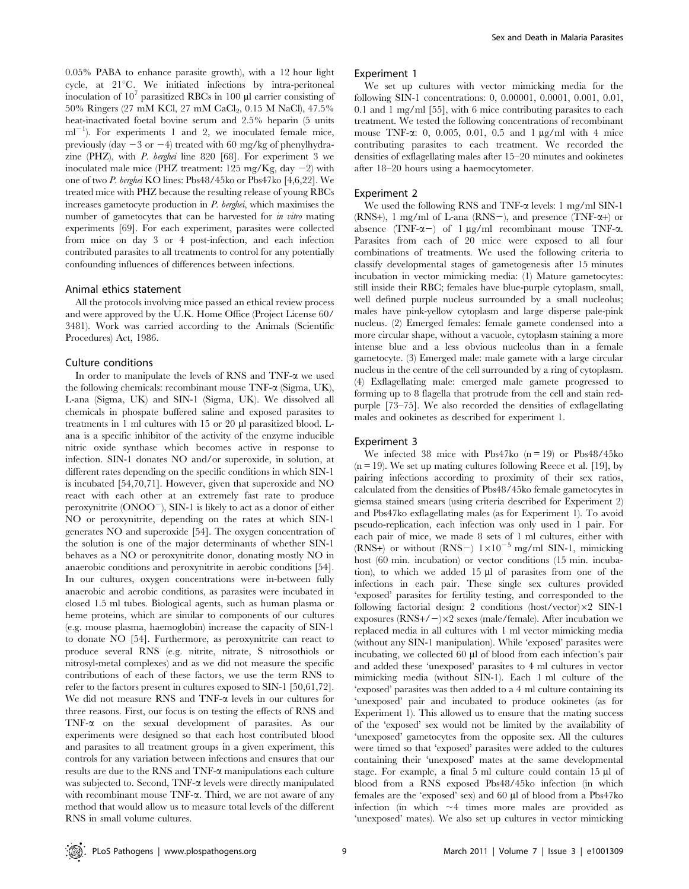0.05% PABA to enhance parasite growth), with a 12 hour light cycle, at 21°C. We initiated infections by intra-peritoneal inoculation of $10^7$ parasitized RBCs in 100 µl carrier consisting of 50% Ringers (27 mM KCl, 27 mM $CaCl_2$, 0.15 M NaCl), 47.5% heat-inactivated foetal bovine serum and 2.5% heparin (5 units $ml^{-1}$). For experiments 1 and 2, we inoculated female mice, previously (day −3 or −4) treated with 60 mg/kg of phenylhydrazine (PHZ), with *P. berghei* line 820 [68]. For experiment 3 we inoculated male mice (PHZ treatment: 125 mg/Kg, day −2) with one of two *P. berghei* KO lines: Pbs48/45ko or Pbs47ko [4,6,22]. We treated mice with PHZ because the resulting release of young RBCs increases gametocyte production in *P. berghei*, which maximises the number of gametocytes that can be harvested for *in vitro* mating experiments [69]. For each experiment, parasites were collected from mice on day 3 or 4 post-infection, and each infection contributed parasites to all treatments to control for any potentially confounding influences of differences between infections.

## Animal ethics statement

All the protocols involving mice passed an ethical review process and were approved by the U.K. Home Office (Project License 60/3481). Work was carried according to the Animals (Scientific Procedures) Act, 1986.

## Culture conditions

In order to manipulate the levels of RNS and TNF-α we used the following chemicals: recombinant mouse TNF-α (Sigma, UK), L-ana (Sigma, UK) and SIN-1 (Sigma, UK). We dissolved all chemicals in phospate buffered saline and exposed parasites to treatments in 1 ml cultures with 15 or 20 µl parasitized blood. L-ana is a specific inhibitor of the activity of the enzyme inducible nitric oxide synthase which becomes active in response to infection. SIN-1 donates NO and/or superoxide, in solution, at different rates depending on the specific conditions in which SIN-1 is incubated [54,70,71]. However, given that superoxide and NO react with each other at an extremely fast rate to produce peroxynitrite ($ONOO^-$), SIN-1 is likely to act as a donor of either NO or peroxynitrite, depending on the rates at which SIN-1 generates NO and superoxide [54]. The oxygen concentration of the solution is one of the major determinants of whether SIN-1 behaves as a NO or peroxynitrite donor, donating mostly NO in anaerobic conditions and peroxynitrite in aerobic conditions [54]. In our cultures, oxygen concentrations were in-between fully anaerobic and aerobic conditions, as parasites were incubated in closed 1.5 ml tubes. Biological agents, such as human plasma or heme proteins, which are similar to components of our cultures (e.g. mouse plasma, haemoglobin) increase the capacity of SIN-1 to donate NO [54]. Furthermore, as peroxynitrite can react to produce several RNS (e.g. nitrite, nitrate, S nitrosothiols or nitrosyl-metal complexes) and as we did not measure the specific contributions of each of these factors, we use the term RNS to refer to the factors present in cultures exposed to SIN-1 [50,61,72]. We did not measure RNS and TNF-α levels in our cultures for three reasons. First, our focus is on testing the effects of RNS and TNF-α on the sexual development of parasites. As our experiments were designed so that each host contributed blood and parasites to all treatment groups in a given experiment, this controls for any variation between infections and ensures that our results are due to the RNS and TNF-α manipulations each culture was subjected to. Second, TNF-α levels were directly manipulated with recombinant mouse TNF-α. Third, we are not aware of any method that would allow us to measure total levels of the different RNS in small volume cultures.

## Experiment 1

We set up cultures with vector mimicking media for the following SIN-1 concentrations: 0, 0.00001, 0.0001, 0.001, 0.01, 0.1 and 1 mg/ml [55], with 6 mice contributing parasites to each treatment. We tested the following concentrations of recombinant mouse TNF-α: 0, 0.005, 0.01, 0.5 and 1 µg/ml with 4 mice contributing parasites to each treatment. We recorded the densities of exflagellating males after 15–20 minutes and ookinetes after 18–20 hours using a haemocytometer.

## Experiment 2

We used the following RNS and TNF-α levels: 1 mg/ml SIN-1 (RNS+), 1 mg/ml of L-ana (RNS−), and presence (TNF-α+) or absence (TNF-α−) of 1 µg/ml recombinant mouse TNF-α. Parasites from each of 20 mice were exposed to all four combinations of treatments. We used the following criteria to classify developmental stages of gametogenesis after 15 minutes incubation in vector mimicking media: (1) Mature gametocytes: still inside their RBC; females have blue-purple cytoplasm, small, well defined purple nucleus surrounded by a small nucleolus; males have pink-yellow cytoplasm and large disperse pale-pink nucleus. (2) Emerged females: female gamete condensed into a more circular shape, without a vacuole, cytoplasm staining a more intense blue and a less obvious nucleolus than in a female gametocyte. (3) Emerged male: male gamete with a large circular nucleus in the centre of the cell surrounded by a ring of cytoplasm. (4) Exflagellating male: emerged male gamete progressed to forming up to 8 flagella that protrude from the cell and stain red-purple [73–75]. We also recorded the densities of exflagellating males and ookinetes as described for experiment 1.

## Experiment 3

We infected 38 mice with Pbs47ko (n = 19) or Pbs48/45ko (n = 19). We set up mating cultures following Reece et al. [19], by pairing infections according to proximity of their sex ratios, calculated from the densities of Pbs48/45ko female gametocytes in giemsa stained smears (using criteria described for Experiment 2) and Pbs47ko exflagellating males (as for Experiment 1). To avoid pseudo-replication, each infection was only used in 1 pair. For each pair of mice, we made 8 sets of 1 ml cultures, either with (RNS+) or without (RNS−) $1 \times 10^{-5}$ mg/ml SIN-1, mimicking host (60 min. incubation) or vector conditions (15 min. incubation), to which we added 15 µl of parasites from one of the infections in each pair. These single sex cultures provided 'exposed' parasites for fertility testing, and corresponded to the following factorial design: 2 conditions (host/vector)×2 SIN-1 exposures (RNS+/−)×2 sexes (male/female). After incubation we replaced media in all cultures with 1 ml vector mimicking media (without any SIN-1 manipulation). While 'exposed' parasites were incubating, we collected 60 µl of blood from each infection's pair and added these 'unexposed' parasites to 4 ml cultures in vector mimicking media (without SIN-1). Each 1 ml culture of the 'exposed' parasites was then added to a 4 ml culture containing its 'unexposed' pair and incubated to produce ookinetes (as for Experiment 1). This allowed us to ensure that the mating success of the 'exposed' sex would not be limited by the availability of 'unexposed' gametocytes from the opposite sex. All the cultures were timed so that 'exposed' parasites were added to the cultures containing their 'unexposed' mates at the same developmental stage. For example, a final 5 ml culture could contain 15 µl of blood from a RNS exposed Pbs48/45ko infection (in which females are the 'exposed' sex) and 60 µl of blood from a Pbs47ko infection (in which ~4 times more males are provided as 'unexposed' mates). We also set up cultures in vector mimicking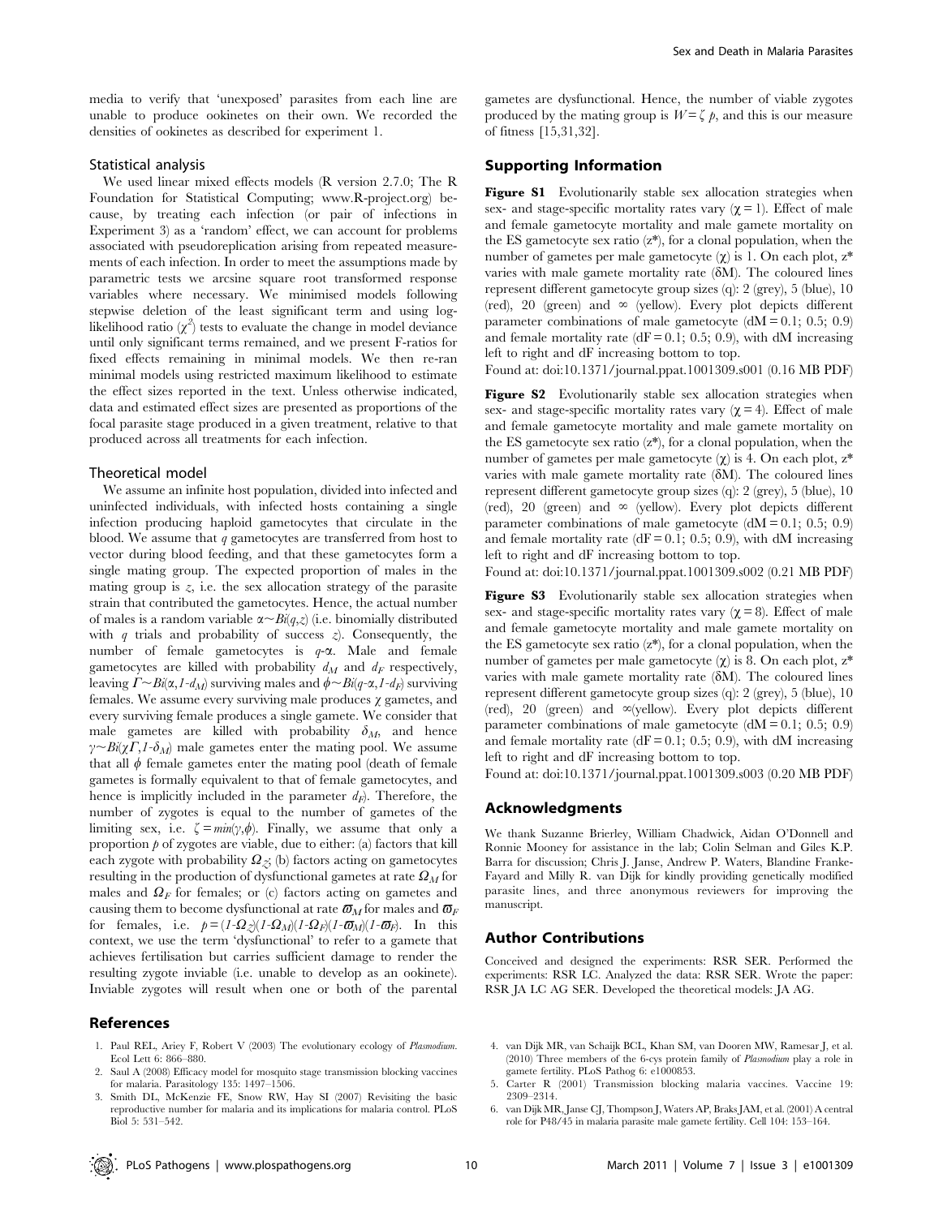media to verify that 'unexposed' parasites from each line are unable to produce ookinetes on their own. We recorded the densities of ookinetes as described for experiment 1.

### Statistical analysis

We used linear mixed effects models (R version 2.7.0; The R Foundation for Statistical Computing; www.R-project.org) because, by treating each infection (or pair of infections in Experiment 3) as a 'random' effect, we can account for problems associated with pseudoreplication arising from repeated measurements of each infection. In order to meet the assumptions made by parametric tests we arcsine square root transformed response variables where necessary. We minimised models following stepwise deletion of the least significant term and using log-likelihood ratio ($\chi^2$) tests to evaluate the change in model deviance until only significant terms remained, and we present F-ratios for fixed effects remaining in minimal models. We then re-ran minimal models using restricted maximum likelihood to estimate the effect sizes reported in the text. Unless otherwise indicated, data and estimated effect sizes are presented as proportions of the focal parasite stage produced in a given treatment, relative to that produced across all treatments for each infection.

### Theoretical model

We assume an infinite host population, divided into infected and uninfected individuals, with infected hosts containing a single infection producing haploid gametocytes that circulate in the blood. We assume that $q$ gametocytes are transferred from host to vector during blood feeding, and that these gametocytes form a single mating group. The expected proportion of males in the mating group is $z$, i.e. the sex allocation strategy of the parasite strain that contributed the gametocytes. Hence, the actual number of males is a random variable $\alpha \sim Bi(q,z)$ (i.e. binomially distributed with $q$ trials and probability of success $z$). Consequently, the number of female gametocytes is $q$-$\alpha$. Male and female gametocytes are killed with probability $d_M$ and $d_F$ respectively, leaving $\Gamma \sim Bi(\alpha, 1\text{-}d_M)$ surviving males and $\phi \sim Bi(q\text{-}\alpha, 1\text{-}d_F)$ surviving females. We assume every surviving male produces $\chi$ gametes, and every surviving female produces a single gamete. We consider that male gametes are killed with probability $\delta_M$, and hence $\gamma \sim Bi(\chi\Gamma, 1\text{-}\delta_M)$ male gametes enter the mating pool. We assume that all $\phi$ female gametes enter the mating pool (death of female gametes is formally equivalent to that of female gametocytes, and hence is implicitly included in the parameter $d_F$). Therefore, the number of zygotes is equal to the number of gametes of the limiting sex, i.e. $\zeta = min(\gamma, \phi)$. Finally, we assume that only a proportion $p$ of zygotes are viable, due to either: (a) factors that kill each zygote with probability $\Omega_Z$; (b) factors acting on gametocytes resulting in the production of dysfunctional gametes at rate $\Omega_M$ for males and $\Omega_F$ for females; or (c) factors acting on gametes and causing them to become dysfunctional at rate $\varpi_M$ for males and $\varpi_F$ for females, i.e. $p = (1\text{-}\Omega_Z)(1\text{-}\Omega_M)(1\text{-}\Omega_F)(1\text{-}\varpi_M)(1\text{-}\varpi_F)$. In this context, we use the term 'dysfunctional' to refer to a gamete that achieves fertilisation but carries sufficient damage to render the resulting zygote inviable (i.e. unable to develop as an ookinete). Inviable zygotes will result when one or both of the parental gametes are dysfunctional. Hence, the number of viable zygotes produced by the mating group is $W = \zeta\ p$, and this is our measure of fitness [15,31,32].

## Supporting Information

**Figure S1** Evolutionarily stable sex allocation strategies when sex- and stage-specific mortality rates vary ($\chi = 1$). Effect of male and female gametocyte mortality and male gamete mortality on the ES gametocyte sex ratio ($z^*$), for a clonal population, when the number of gametes per male gametocyte ($\chi$) is 1. On each plot, $z^*$ varies with male gamete mortality rate ($\delta$M). The coloured lines represent different gametocyte group sizes (q): 2 (grey), 5 (blue), 10 (red), 20 (green) and $\infty$ (yellow). Every plot depicts different parameter combinations of male gametocyte (dM = 0.1; 0.5; 0.9) and female mortality rate (dF = 0.1; 0.5; 0.9), with dM increasing left to right and dF increasing bottom to top.

Found at: doi:10.1371/journal.ppat.1001309.s001 (0.16 MB PDF)

**Figure S2** Evolutionarily stable sex allocation strategies when sex- and stage-specific mortality rates vary ($\chi = 4$). Effect of male and female gametocyte mortality and male gamete mortality on the ES gametocyte sex ratio ($z^*$), for a clonal population, when the number of gametes per male gametocyte ($\chi$) is 4. On each plot, $z^*$ varies with male gamete mortality rate ($\delta$M). The coloured lines represent different gametocyte group sizes (q): 2 (grey), 5 (blue), 10 (red), 20 (green) and $\infty$ (yellow). Every plot depicts different parameter combinations of male gametocyte (dM = 0.1; 0.5; 0.9) and female mortality rate (dF = 0.1; 0.5; 0.9), with dM increasing left to right and dF increasing bottom to top.

Found at: doi:10.1371/journal.ppat.1001309.s002 (0.21 MB PDF)

**Figure S3** Evolutionarily stable sex allocation strategies when sex- and stage-specific mortality rates vary ($\chi = 8$). Effect of male and female gametocyte mortality and male gamete mortality on the ES gametocyte sex ratio ($z^*$), for a clonal population, when the number of gametes per male gametocyte ($\chi$) is 8. On each plot, $z^*$ varies with male gamete mortality rate ($\delta$M). The coloured lines represent different gametocyte group sizes (q): 2 (grey), 5 (blue), 10 (red), 20 (green) and $\infty$(yellow). Every plot depicts different parameter combinations of male gametocyte (dM = 0.1; 0.5; 0.9) and female mortality rate (dF = 0.1; 0.5; 0.9), with dM increasing left to right and dF increasing bottom to top.

Found at: doi:10.1371/journal.ppat.1001309.s003 (0.20 MB PDF)

## Acknowledgments

We thank Suzanne Brierley, William Chadwick, Aidan O'Donnell and Ronnie Mooney for assistance in the lab; Colin Selman and Giles K.P. Barra for discussion; Chris J. Janse, Andrew P. Waters, Blandine Franke-Fayard and Milly R. van Dijk for kindly providing genetically modified parasite lines, and three anonymous reviewers for improving the manuscript.

## Author Contributions

Conceived and designed the experiments: RSR SER. Performed the experiments: RSR LC. Analyzed the data: RSR SER. Wrote the paper: RSR JA LC AG SER. Developed the theoretical models: JA AG.

## References

1. Paul REL, Ariey F, Robert V (2003) The evolutionary ecology of *Plasmodium*. Ecol Lett 6: 866–880.
2. Saul A (2008) Efficacy model for mosquito stage transmission blocking vaccines for malaria. Parasitology 135: 1497–1506.
3. Smith DL, McKenzie FE, Snow RW, Hay SI (2007) Revisiting the basic reproductive number for malaria and its implications for malaria control. PLoS Biol 5: 531–542.
4. van Dijk MR, van Schaijk BCL, Khan SM, van Dooren MW, Ramesar J, et al. (2010) Three members of the 6-cys protein family of *Plasmodium* play a role in gamete fertility. PLoS Pathog 6: e1000853.
5. Carter R (2001) Transmission blocking malaria vaccines. Vaccine 19: 2309–2314.
6. van Dijk MR, Janse CJ, Thompson J, Waters AP, Braks JAM, et al. (2001) A central role for P48/45 in malaria parasite male gamete fertility. Cell 104: 153–164.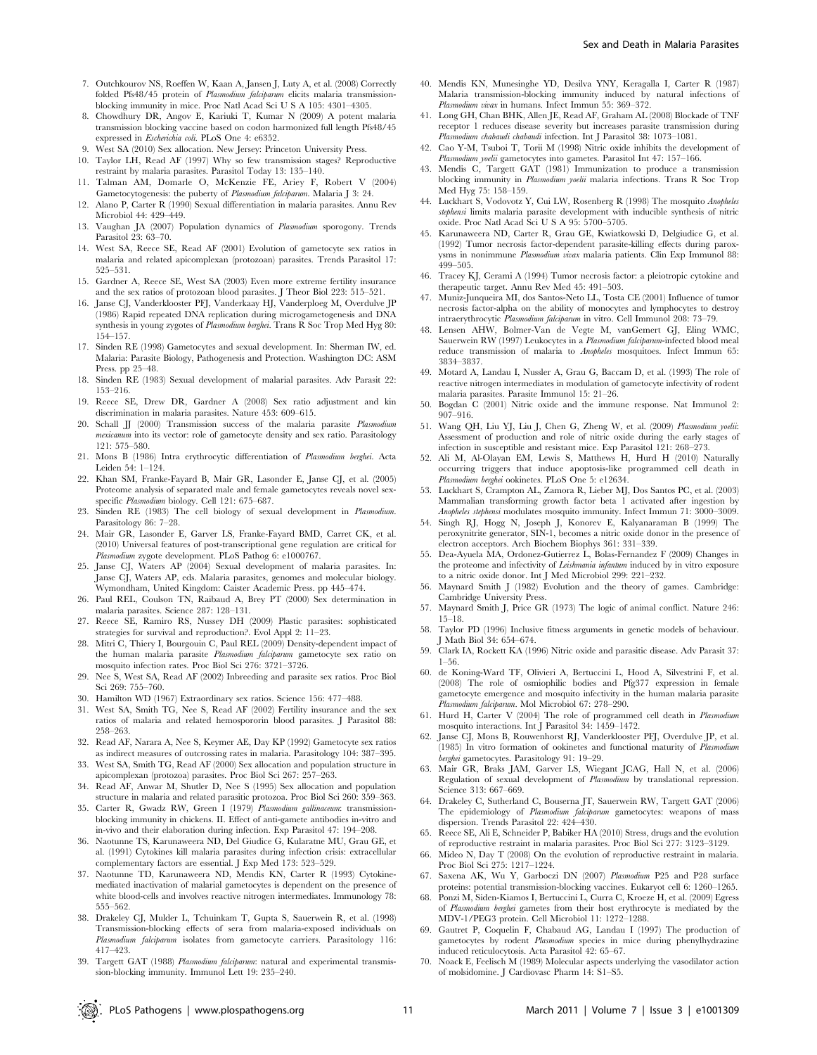7. Outchkourov NS, Roeffen W, Kaan A, Jansen J, Luty A, et al. (2008) Correctly folded Pfs48/45 protein of *Plasmodium falciparum* elicits malaria transmission-blocking immunity in mice. Proc Natl Acad Sci U S A 105: 4301–4305.
8. Chowdhury DR, Angov E, Kariuki T, Kumar N (2009) A potent malaria transmission blocking vaccine based on codon harmonized full length Pfs48/45 expressed in *Escherichia coli*. PLoS One 4: e6352.
9. West SA (2010) Sex allocation. New Jersey: Princeton University Press.
10. Taylor LH, Read AF (1997) Why so few transmission stages? Reproductive restraint by malaria parasites. Parasitol Today 13: 135–140.
11. Talman AM, Domarle O, McKenzie FE, Ariey F, Robert V (2004) Gametocytogenesis: the puberty of *Plasmodium falciparum*. Malaria J 3: 24.
12. Alano P, Carter R (1990) Sexual differentiation in malaria parasites. Annu Rev Microbiol 44: 429–449.
13. Vaughan JA (2007) Population dynamics of *Plasmodium* sporogony. Trends Parasitol 23: 63–70.
14. West SA, Reece SE, Read AF (2001) Evolution of gametocyte sex ratios in malaria and related apicomplexan (protozoan) parasites. Trends Parasitol 17: 525–531.
15. Gardner A, Reece SE, West SA (2003) Even more extreme fertility insurance and the sex ratios of protozoan blood parasites. J Theor Biol 223: 515–521.
16. Janse CJ, Vanderklooster PFJ, Vanderkaay HJ, Vanderploeg M, Overdulve JP (1986) Rapid repeated DNA replication during microgametogenesis and DNA synthesis in young zygotes of *Plasmodium berghei*. Trans R Soc Trop Med Hyg 80: 154–157.
17. Sinden RE (1998) Gametocytes and sexual development. In: Sherman IW, ed. Malaria: Parasite Biology, Pathogenesis and Protection. Washington DC: ASM Press. pp 25–48.
18. Sinden RE (1983) Sexual development of malarial parasites. Adv Parasit 22: 153–216.
19. Reece SE, Drew DR, Gardner A (2008) Sex ratio adjustment and kin discrimination in malaria parasites. Nature 453: 609–615.
20. Schall JJ (2000) Transmission success of the malaria parasite *Plasmodium mexicanum* into its vector: role of gametocyte density and sex ratio. Parasitology 121: 575–580.
21. Mons B (1986) Intra erythrocytic differentiation of *Plasmodium berghei*. Acta Leiden 54: 1–124.
22. Khan SM, Franke-Fayard B, Mair GR, Lasonder E, Janse CJ, et al. (2005) Proteome analysis of separated male and female gametocytes reveals novel sex-specific *Plasmodium* biology. Cell 121: 675–687.
23. Sinden RE (1983) The cell biology of sexual development in *Plasmodium*. Parasitology 86: 7–28.
24. Mair GR, Lasonder E, Garver LS, Franke-Fayard BMD, Carret CK, et al. (2010) Universal features of post-transcriptional gene regulation are critical for *Plasmodium* zygote development. PLoS Pathog 6: e1000767.
25. Janse CJ, Waters AP (2004) Sexual development of malaria parasites. In: Janse CJ, Waters AP, eds. Malaria parasites, genomes and molecular biology. Wymondham, United Kingdom: Caister Academic Press. pp 445–474.
26. Paul REL, Coulson TN, Raibaud A, Brey PT (2000) Sex determination in malaria parasites. Science 287: 128–131.
27. Reece SE, Ramiro RS, Nussey DH (2009) Plastic parasites: sophisticated strategies for survival and reproduction?. Evol Appl 2: 11–23.
28. Mitri C, Thiery I, Bourgouin C, Paul REL (2009) Density-dependent impact of the human malaria parasite *Plasmodium falciparum* gametocyte sex ratio on mosquito infection rates. Proc Biol Sci 276: 3721–3726.
29. Nee S, West SA, Read AF (2002) Inbreeding and parasite sex ratios. Proc Biol Sci 269: 755–760.
30. Hamilton WD (1967) Extraordinary sex ratios. Science 156: 477–488.
31. West SA, Smith TG, Nee S, Read AF (2002) Fertility insurance and the sex ratios of malaria and related hemospororin blood parasites. J Parasitol 88: 258–263.
32. Read AF, Narara A, Nee S, Keymer AE, Day KP (1992) Gametocyte sex ratios as indirect measures of outcrossing rates in malaria. Parasitology 104: 387–395.
33. West SA, Smith TG, Read AF (2000) Sex allocation and population structure in apicomplexan (protozoa) parasites. Proc Biol Sci 267: 257–263.
34. Read AF, Anwar M, Shutler D, Nee S (1995) Sex allocation and population structure in malaria and related parasitic protozoa. Proc Biol Sci 260: 359–363.
35. Carter R, Gwadz RW, Green I (1979) *Plasmodium gallinaceum*: transmission-blocking immunity in chickens. II. Effect of anti-gamete antibodies in-vitro and in-vivo and their elaboration during infection. Exp Parasitol 47: 194–208.
36. Naotunne TS, Karunaweera ND, Del Giudice G, Kularatne MU, Grau GE, et al. (1991) Cytokines kill malaria parasites during infection crisis: extracellular complementary factors are essential. J Exp Med 173: 523–529.
37. Naotunne TD, Karunaweera ND, Mendis KN, Carter R (1993) Cytokine-mediated inactivation of malarial gametocytes is dependent on the presence of white blood-cells and involves reactive nitrogen intermediates. Immunology 78: 555–562.
38. Drakeley CJ, Mulder L, Tchuinkam T, Gupta S, Sauerwein R, et al. (1998) Transmission-blocking effects of sera from malaria-exposed individuals on *Plasmodium falciparum* isolates from gametocyte carriers. Parasitology 116: 417–423.
39. Targett GAT (1988) *Plasmodium falciparum*: natural and experimental transmission-blocking immunity. Immunol Lett 19: 235–240.
40. Mendis KN, Munesinghe YD, Desilva YNY, Keragalla I, Carter R (1987) Malaria transmission-blocking immunity induced by natural infections of *Plasmodium vivax* in humans. Infect Immun 55: 369–372.
41. Long GH, Chan BHK, Allen JE, Read AF, Graham AL (2008) Blockade of TNF receptor 1 reduces disease severity but increases parasite transmission during *Plasmodium chabaudi chabaudi* infection. Int J Parasitol 38: 1073–1081.
42. Cao Y-M, Tsuboi T, Torii M (1998) Nitric oxide inhibits the development of *Plasmodium yoelii* gametocytes into gametes. Parasitol Int 47: 157–166.
43. Mendis C, Targett GAT (1981) Immunization to produce a transmission blocking immunity in *Plasmodium yoelii* malaria infections. Trans R Soc Trop Med Hyg 75: 158–159.
44. Luckhart S, Vodovotz Y, Cui LW, Rosenberg R (1998) The mosquito *Anopheles stephensi* limits malaria parasite development with inducible synthesis of nitric oxide. Proc Natl Acad Sci U S A 95: 5700–5705.
45. Karunaweera ND, Carter R, Grau GE, Kwiatkowski D, Delgiudice G, et al. (1992) Tumor necrosis factor-dependent parasite-killing effects during paroxysms in nonimmune *Plasmodium vivax* malaria patients. Clin Exp Immunol 88: 499–505.
46. Tracey KJ, Cerami A (1994) Tumor necrosis factor: a pleiotropic cytokine and therapeutic target. Annu Rev Med 45: 491–503.
47. Muniz-Junqueira MI, dos Santos-Neto LL, Tosta CE (2001) Influence of tumor necrosis factor-alpha on the ability of monocytes and lymphocytes to destroy intraerythrocytic *Plasmodium falciparum* in vitro. Cell Immunol 208: 73–79.
48. Lensen AHW, Bolmer-Van de Vegte M, vanGemert GJ, Eling WMC, Sauerwein RW (1997) Leukocytes in a *Plasmodium falciparum*-infected blood meal reduce transmission of malaria to *Anopheles* mosquitoes. Infect Immun 65: 3834–3837.
49. Motard A, Landau I, Nussler A, Grau G, Baccam D, et al. (1993) The role of reactive nitrogen intermediates in modulation of gametocyte infectivity of rodent malaria parasites. Parasite Immunol 15: 21–26.
50. Bogdan C (2001) Nitric oxide and the immune response. Nat Immunol 2: 907–916.
51. Wang QH, Liu YJ, Liu J, Chen G, Zheng W, et al. (2009) *Plasmodium yoelii*: Assessment of production and role of nitric oxide during the early stages of infection in susceptible and resistant mice. Exp Parasitol 121: 268–273.
52. Ali M, Al-Olayan EM, Lewis S, Matthews H, Hurd H (2010) Naturally occurring triggers that induce apoptosis-like programmed cell death in *Plasmodium berghei* ookinetes. PLoS One 5: e12634.
53. Luckhart S, Crampton AL, Zamora R, Lieber MJ, Dos Santos PC, et al. (2003) Mammalian transforming growth factor beta 1 activated after ingestion by *Anopheles stephensi* modulates mosquito immunity. Infect Immun 71: 3000–3009.
54. Singh RJ, Hogg N, Joseph J, Konorev E, Kalyanaraman B (1999) The peroxynitrite generator, SIN-1, becomes a nitric oxide donor in the presence of electron acceptors. Arch Biochem Biophys 361: 331–339.
55. Dea-Ayuela MA, Ordonez-Gutierrez L, Bolas-Fernandez F (2009) Changes in the proteome and infectivity of *Leishmania infantum* induced by in vitro exposure to a nitric oxide donor. Int J Med Microbiol 299: 221–232.
56. Maynard Smith J (1982) Evolution and the theory of games. Cambridge: Cambridge University Press.
57. Maynard Smith J, Price GR (1973) The logic of animal conflict. Nature 246: 15–18.
58. Taylor PD (1996) Inclusive fitness arguments in genetic models of behaviour. J Math Biol 34: 654–674.
59. Clark IA, Rockett KA (1996) Nitric oxide and parasitic disease. Adv Parasit 37: 1–56.
60. de Koning-Ward TF, Olivieri A, Bertuccini L, Hood A, Silvestrini F, et al. (2008) The role of osmiophilic bodies and Pfg377 expression in female gametocyte emergence and mosquito infectivity in the human malaria parasite *Plasmodium falciparum*. Mol Microbiol 67: 278–290.
61. Hurd H, Carter V (2004) The role of programmed cell death in *Plasmodium* mosquito interactions. Int J Parasitol 34: 1459–1472.
62. Janse CJ, Mons B, Rouwenhorst RJ, Vanderklooster PFJ, Overdulve JP, et al. (1985) In vitro formation of ookinetes and functional maturity of *Plasmodium berghei* gametocytes. Parasitology 91: 19–29.
63. Mair GR, Braks JAM, Garver LS, Wiegant JCAG, Hall N, et al. (2006) Regulation of sexual development of *Plasmodium* by translational repression. Science 313: 667–669.
64. Drakeley C, Sutherland C, Bouserna JT, Sauerwein RW, Targett GAT (2006) The epidemiology of *Plasmodium falciparum* gametocytes: weapons of mass dispersion. Trends Parasitol 22: 424–430.
65. Reece SE, Ali E, Schneider P, Babiker HA (2010) Stress, drugs and the evolution of reproductive restraint in malaria parasites. Proc Biol Sci 277: 3123–3129.
66. Mideo N, Day T (2008) On the evolution of reproductive restraint in malaria. Proc Biol Sci 275: 1217–1224.
67. Saxena AK, Wu Y, Garboczi DN (2007) *Plasmodium* P25 and P28 surface proteins: potential transmission-blocking vaccines. Eukaryot cell 6: 1260–1265.
68. Ponzi M, Siden-Kiamos I, Bertuccini L, Curra C, Kroeze H, et al. (2009) Egress of *Plasmodium berghei* gametes from their host erythrocyte is mediated by the MDV-1/PEG3 protein. Cell Microbiol 11: 1272–1288.
69. Gautret P, Coquelin F, Chabaud AG, Landau I (1997) The production of gametocytes by rodent *Plasmodium* species in mice during phenylhydrazine induced reticulocytosis. Acta Parasitol 42: 65–67.
70. Noack E, Feelisch M (1989) Molecular aspects underlying the vasodilator action of molsidomine. J Cardiovasc Pharm 14: S1–S5.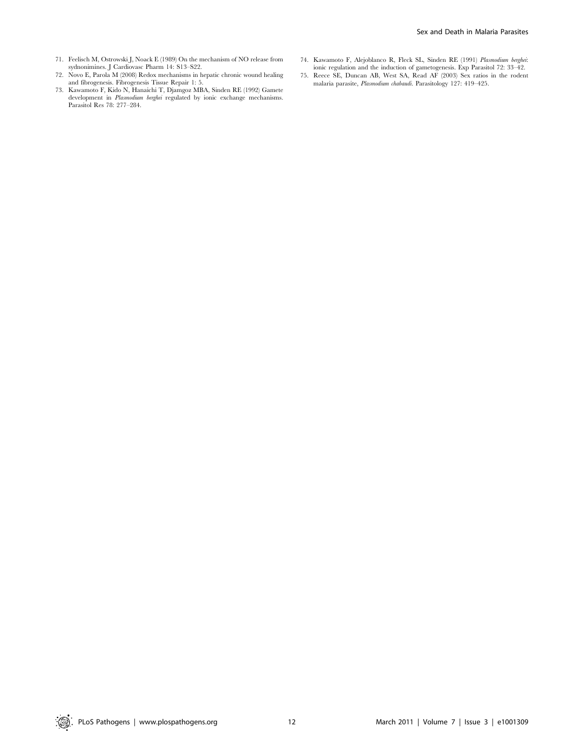71. Feelisch M, Ostrowski J, Noack E (1989) On the mechanism of NO release from sydnonimines. J Cardiovasc Pharm 14: S13–S22.
72. Novo E, Parola M (2008) Redox mechanisms in hepatic chronic wound healing and fibrogenesis. Fibrogenesis Tissue Repair 1: 5.
73. Kawamoto F, Kido N, Hanaichi T, Djamgoz MBA, Sinden RE (1992) Gamete development in *Plasmodium berghei* regulated by ionic exchange mechanisms. Parasitol Res 78: 277–284.
74. Kawamoto F, Alejoblanco R, Fleck SL, Sinden RE (1991) *Plasmodium berghei*: ionic regulation and the induction of gametogenesis. Exp Parasitol 72: 33–42.
75. Reece SE, Duncan AB, West SA, Read AF (2003) Sex ratios in the rodent malaria parasite, *Plasmodium chabaudi*. Parasitology 127: 419–425.